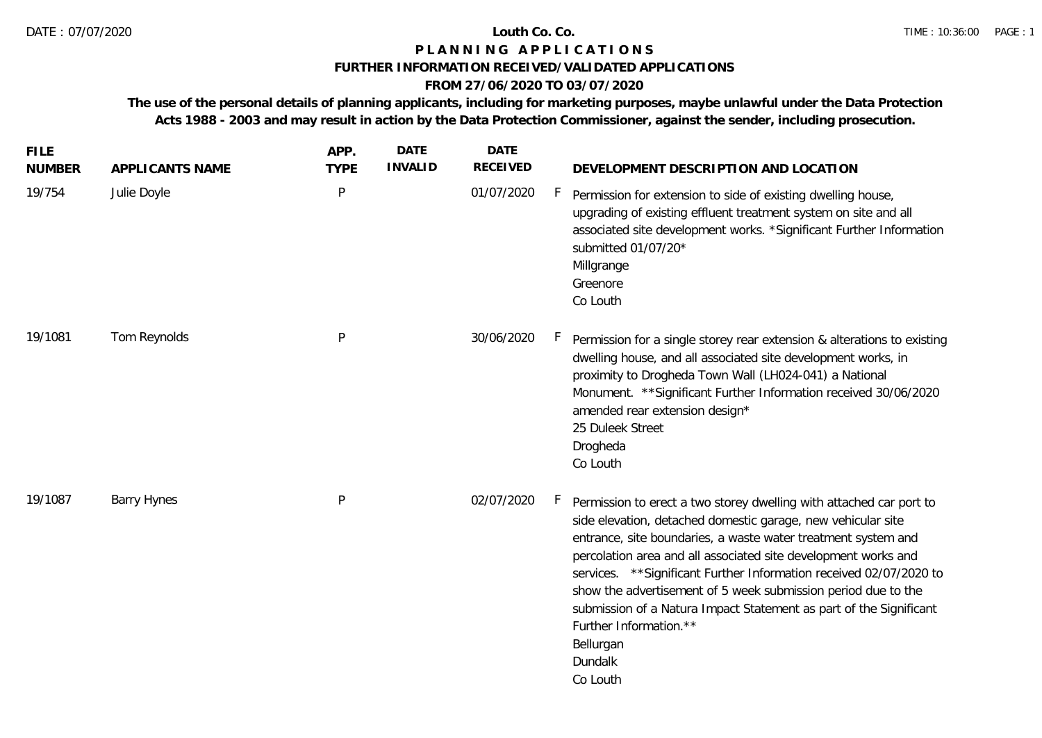**Louth Co. Co.**

# P L A N N I N G   A P P L I C A T I O N S

## FURTHER INFORMATION RECEIVED/VALIDATED APPLICATIONS

### FROM 27/06/2020 TO 03/07/2020

**The use of the personal details of planning applicants, including for marketing purposes, maybe unlawful under the Data Protection Acts 1988 - 2003 and may result in action by the Data Protection Commissioner, against the sender, including prosecution.**

| FILE NUMBER | APPLICANTS NAME | APP. TYPE | DATE INVALID | DATE RECEIVED | | DEVELOPMENT DESCRIPTION AND LOCATION |
|---|---|---|---|---|---|---|
| 19/754 | Julie Doyle | P | | 01/07/2020 | F | Permission for extension to side of existing dwelling house, upgrading of existing effluent treatment system on site and all associated site development works. *Significant Further Information submitted 01/07/20* Millgrange Greenore Co Louth |
| 19/1081 | Tom Reynolds | P | | 30/06/2020 | F | Permission for a single storey rear extension & alterations to existing dwelling house, and all associated site development works, in proximity to Drogheda Town Wall (LH024-041) a National Monument. **Significant Further Information received 30/06/2020 amended rear extension design* 25 Duleek Street Drogheda Co Louth |
| 19/1087 | Barry Hynes | P | | 02/07/2020 | F | Permission to erect a two storey dwelling with attached car port to side elevation, detached domestic garage, new vehicular site entrance, site boundaries, a waste water treatment system and percolation area and all associated site development works and services. **Significant Further Information received 02/07/2020 to show the advertisement of 5 week submission period due to the submission of a Natura Impact Statement as part of the Significant Further Information.** Bellurgan Dundalk Co Louth |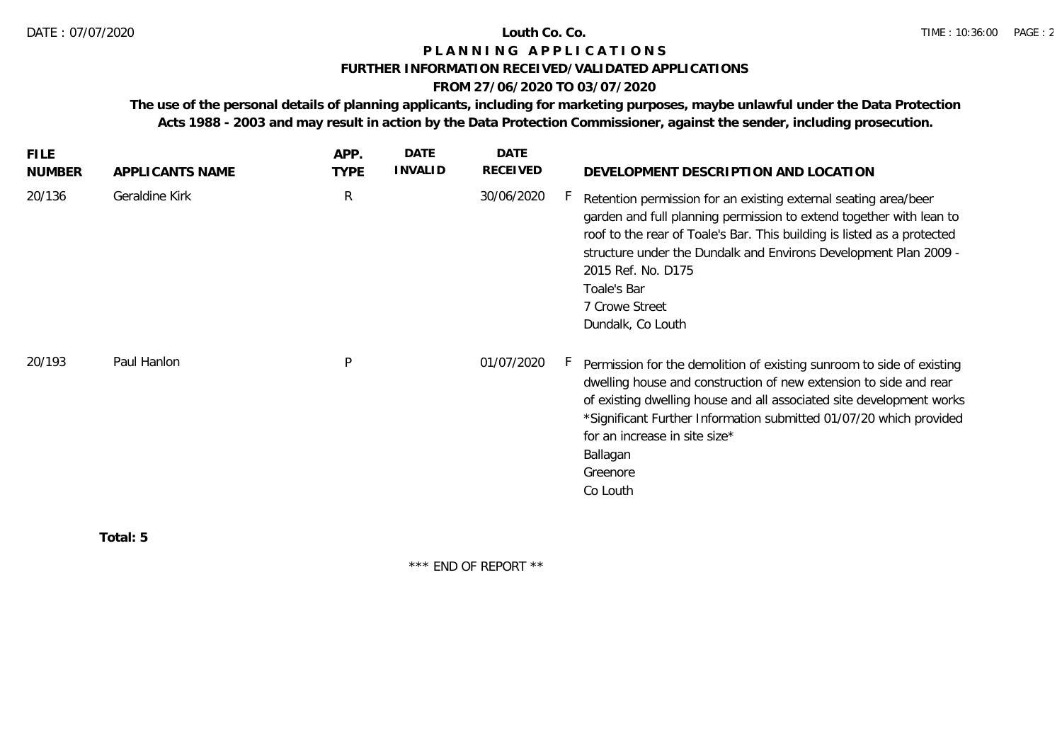**Louth Co. Co.**

**P L A N N I N G   A P P L I C A T I O N S**

**FURTHER INFORMATION RECEIVED/VALIDATED APPLICATIONS**

**FROM 27/06/2020 TO 03/07/2020**

**The use of the personal details of planning applicants, including for marketing purposes, maybe unlawful under the Data Protection Acts 1988 - 2003 and may result in action by the Data Protection Commissioner, against the sender, including prosecution.**

| FILE NUMBER | APPLICANTS NAME | APP. TYPE | DATE INVALID | DATE RECEIVED | | DEVELOPMENT DESCRIPTION AND LOCATION |
|---|---|---|---|---|---|---|
| 20/136 | Geraldine Kirk | R | | 30/06/2020 | F | Retention permission for an existing external seating area/beer garden and full planning permission to extend together with lean to roof to the rear of Toale's Bar. This building is listed as a protected structure under the Dundalk and Environs Development Plan 2009 - 2015 Ref. No. D175<br>Toale's Bar<br>7 Crowe Street<br>Dundalk, Co Louth |
| 20/193 | Paul Hanlon | P | | 01/07/2020 | F | Permission for the demolition of existing sunroom to side of existing dwelling house and construction of new extension to side and rear of existing dwelling house and all associated site development works *Significant Further Information submitted 01/07/20 which provided for an increase in site size*<br>Ballagan<br>Greenore<br>Co Louth |

**Total: 5**

*** END OF REPORT **